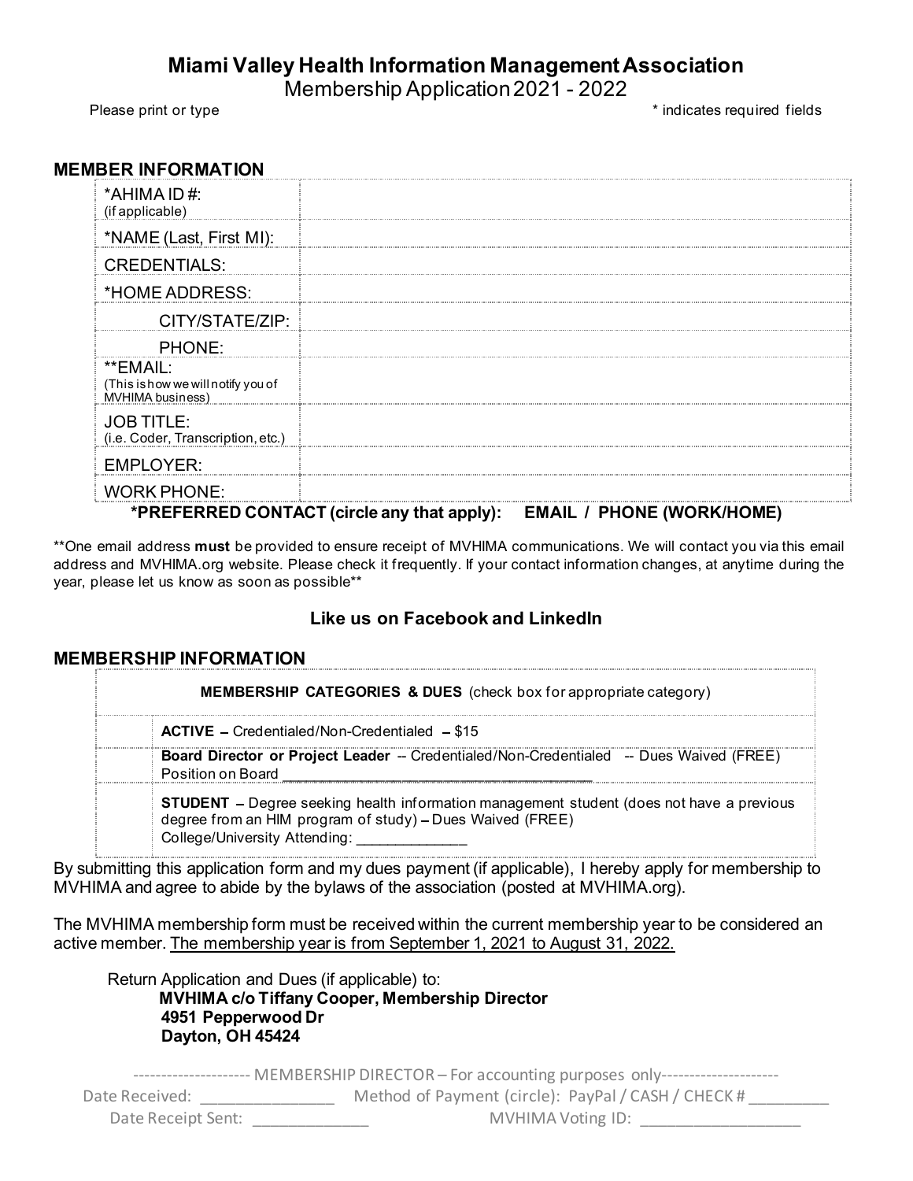# Miami Valley Health Information Management Association

Membership Application 2021 - 2022

Please print or type

\* indicates required fields

## MEMBER INFORMATION

| | |
|---|---|
| *AHIMA ID #: (if applicable) | |
| *NAME (Last, First MI): | |
| CREDENTIALS: | |
| *HOME ADDRESS: | |
| CITY/STATE/ZIP: | |
| PHONE: | |
| **EMAIL: (This is how we will notify you of MVHIMA business) | |
| JOB TITLE: (i.e. Coder, Transcription, etc.) | |
| EMPLOYER: | |
| WORK PHONE: | |

**\*PREFERRED CONTACT (circle any that apply): EMAIL / PHONE (WORK/HOME)**

\*\*One email address **must** be provided to ensure receipt of MVHIMA communications. We will contact you via this email address and MVHIMA.org website. Please check it frequently. If your contact information changes, at anytime during the year, please let us know as soon as possible\*\*

### Like us on Facebook and LinkedIn

## MEMBERSHIP INFORMATION

| | **MEMBERSHIP CATEGORIES & DUES** (check box for appropriate category) |
|---|---|
| | **ACTIVE** – Credentialed/Non-Credentialed – $15 |
| | **Board Director or Project Leader** -- Credentialed/Non-Credentialed -- Dues Waived (FREE) Position on Board ___________________________________________ |
| | **STUDENT** – Degree seeking health information management student (does not have a previous degree from an HIM program of study) – Dues Waived (FREE) College/University Attending: ______________ |

By submitting this application form and my dues payment (if applicable), I hereby apply for membership to MVHIMA and agree to abide by the bylaws of the association (posted at MVHIMA.org).

The MVHIMA membership form must be received within the current membership year to be considered an active member. <u>The membership year is from September 1, 2021 to August 31, 2022.</u>

Return Application and Dues (if applicable) to:

**MVHIMA c/o Tiffany Cooper, Membership Director**
**4951 Pepperwood Dr**
**Dayton, OH 45424**

-------------------- MEMBERSHIP DIRECTOR – For accounting purposes only--------------------

Date Received: ________________ Method of Payment (circle): PayPal / CASH / CHECK # __________

Date Receipt Sent: ______________ MVHIMA Voting ID: ____________________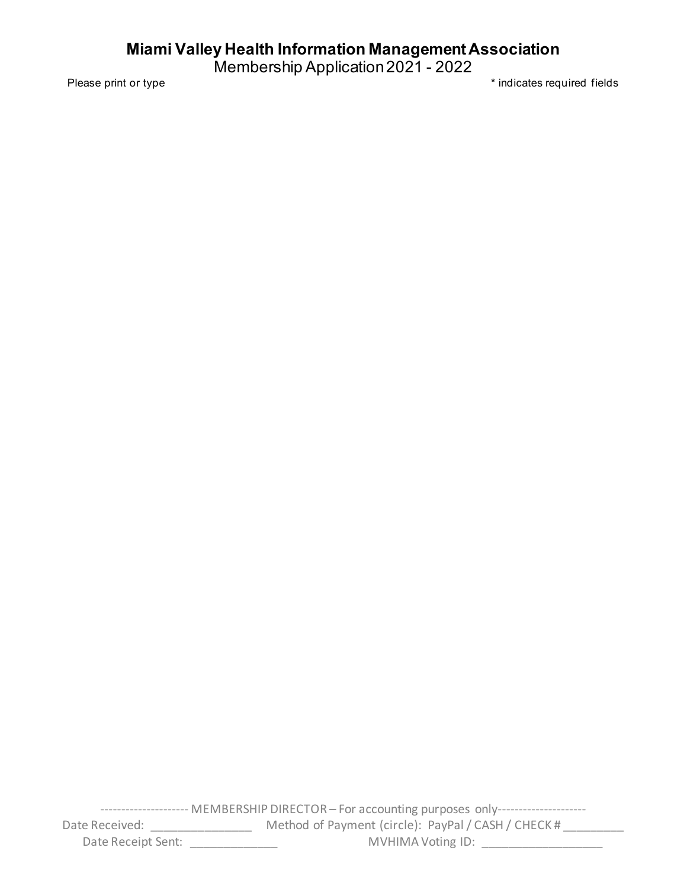# Miami Valley Health Information Management Association

Membership Application 2021 - 2022

Please print or type

* indicates required fields

--------------------- MEMBERSHIP DIRECTOR – For accounting purposes only---------------------

Date Received: _______________ Method of Payment (circle): PayPal / CASH / CHECK # _________

Date Receipt Sent: _____________ MVHIMA Voting ID: __________________